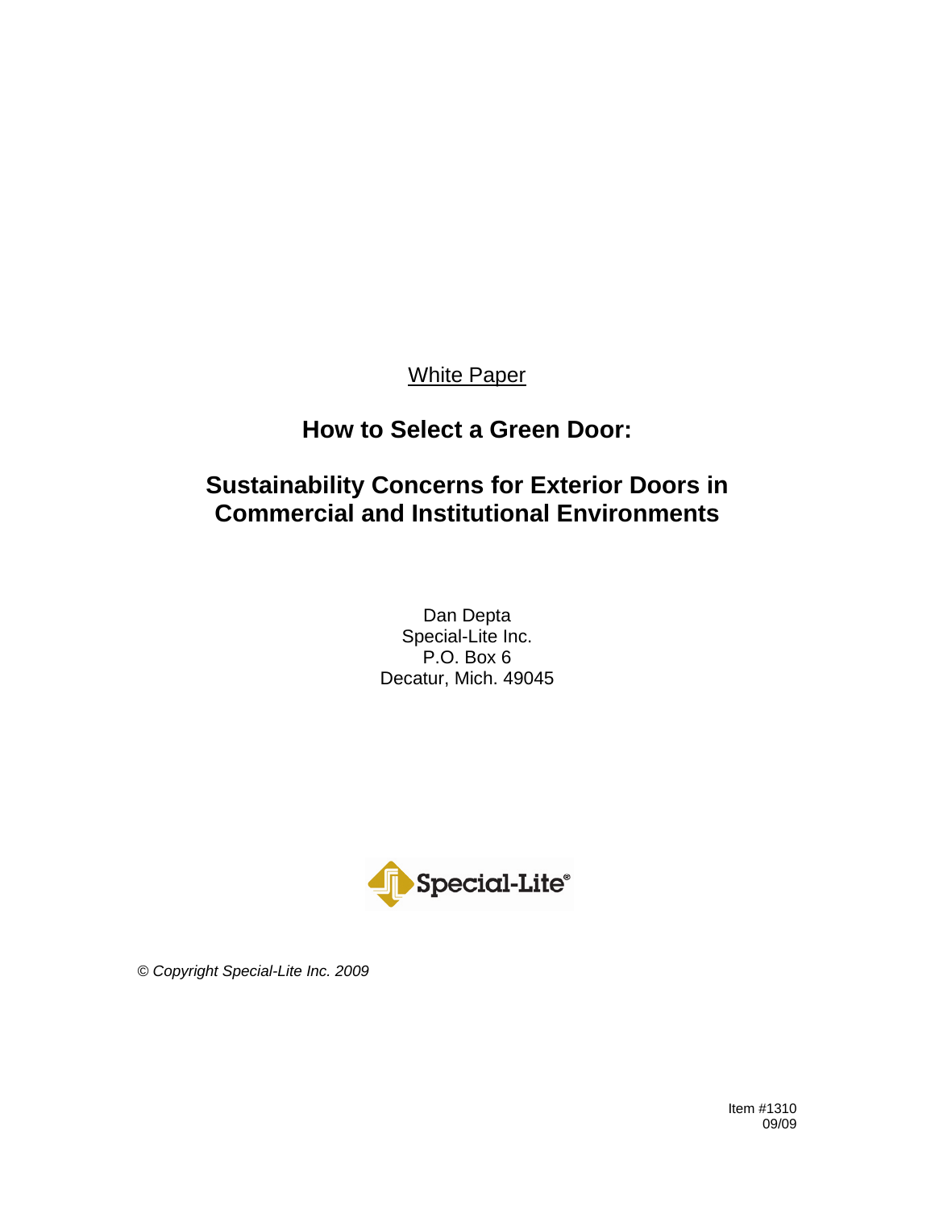White Paper

# How to Select a Green Door:

## Sustainability Concerns for Exterior Doors in Commercial and Institutional Environments

Dan Depta
Special-Lite Inc.
P.O. Box 6
Decatur, Mich. 49045

*© Copyright Special-Lite Inc. 2009*

Item #1310
09/09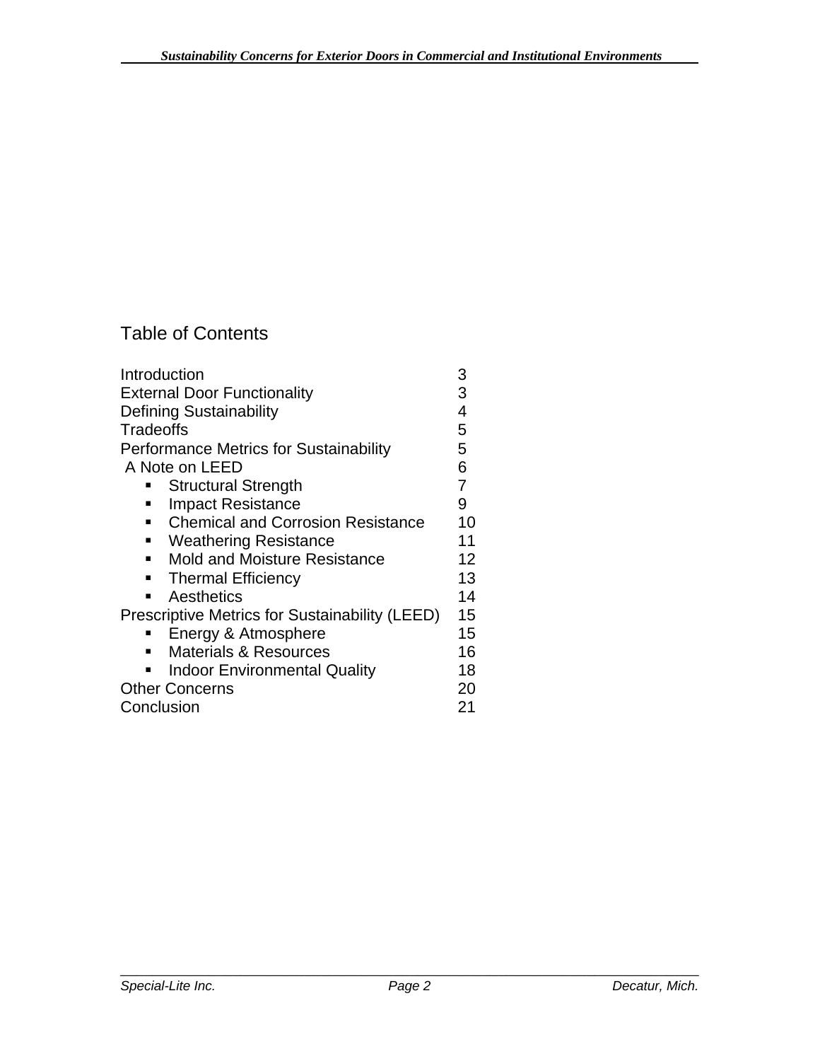# Table of Contents

| | |
|---|---|
| Introduction | 3 |
| External Door Functionality | 3 |
| Defining Sustainability | 4 |
| Tradeoffs | 5 |
| Performance Metrics for Sustainability | 5 |
| A Note on LEED | 6 |
| ▪ Structural Strength | 7 |
| ▪ Impact Resistance | 9 |
| ▪ Chemical and Corrosion Resistance | 10 |
| ▪ Weathering Resistance | 11 |
| ▪ Mold and Moisture Resistance | 12 |
| ▪ Thermal Efficiency | 13 |
| ▪ Aesthetics | 14 |
| Prescriptive Metrics for Sustainability (LEED) | 15 |
| ▪ Energy & Atmosphere | 15 |
| ▪ Materials & Resources | 16 |
| ▪ Indoor Environmental Quality | 18 |
| Other Concerns | 20 |
| Conclusion | 21 |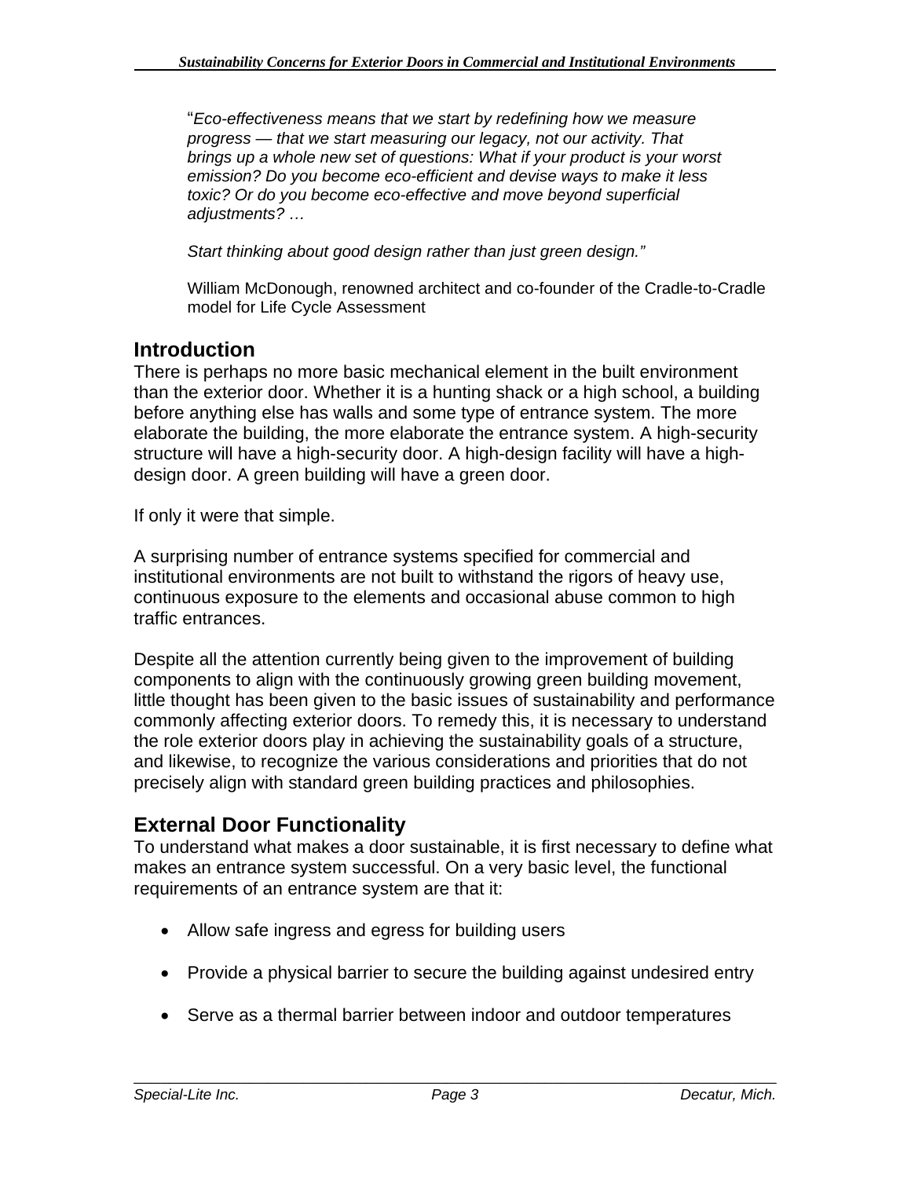"*Eco-effectiveness means that we start by redefining how we measure progress — that we start measuring our legacy, not our activity. That brings up a whole new set of questions: What if your product is your worst emission? Do you become eco-efficient and devise ways to make it less toxic? Or do you become eco-effective and move beyond superficial adjustments? …*

*Start thinking about good design rather than just green design."*

William McDonough, renowned architect and co-founder of the Cradle-to-Cradle model for Life Cycle Assessment

## Introduction

There is perhaps no more basic mechanical element in the built environment than the exterior door. Whether it is a hunting shack or a high school, a building before anything else has walls and some type of entrance system. The more elaborate the building, the more elaborate the entrance system. A high-security structure will have a high-security door. A high-design facility will have a high-design door. A green building will have a green door.

If only it were that simple.

A surprising number of entrance systems specified for commercial and institutional environments are not built to withstand the rigors of heavy use, continuous exposure to the elements and occasional abuse common to high traffic entrances.

Despite all the attention currently being given to the improvement of building components to align with the continuously growing green building movement, little thought has been given to the basic issues of sustainability and performance commonly affecting exterior doors. To remedy this, it is necessary to understand the role exterior doors play in achieving the sustainability goals of a structure, and likewise, to recognize the various considerations and priorities that do not precisely align with standard green building practices and philosophies.

## External Door Functionality

To understand what makes a door sustainable, it is first necessary to define what makes an entrance system successful. On a very basic level, the functional requirements of an entrance system are that it:

- Allow safe ingress and egress for building users
- Provide a physical barrier to secure the building against undesired entry
- Serve as a thermal barrier between indoor and outdoor temperatures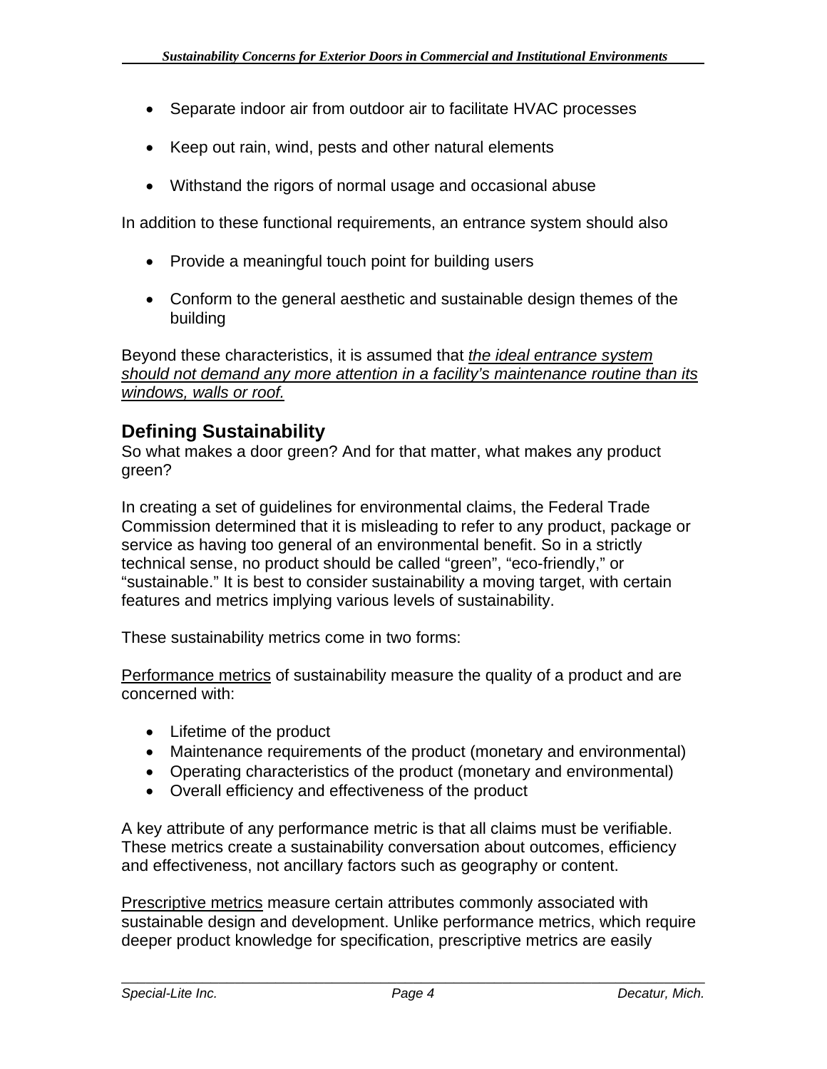- Separate indoor air from outdoor air to facilitate HVAC processes
- Keep out rain, wind, pests and other natural elements
- Withstand the rigors of normal usage and occasional abuse

In addition to these functional requirements, an entrance system should also

- Provide a meaningful touch point for building users
- Conform to the general aesthetic and sustainable design themes of the building

Beyond these characteristics, it is assumed that *the ideal entrance system should not demand any more attention in a facility's maintenance routine than its windows, walls or roof.*

## Defining Sustainability

So what makes a door green? And for that matter, what makes any product green?

In creating a set of guidelines for environmental claims, the Federal Trade Commission determined that it is misleading to refer to any product, package or service as having too general of an environmental benefit. So in a strictly technical sense, no product should be called "green", "eco-friendly," or "sustainable." It is best to consider sustainability a moving target, with certain features and metrics implying various levels of sustainability.

These sustainability metrics come in two forms:

Performance metrics of sustainability measure the quality of a product and are concerned with:

- Lifetime of the product
- Maintenance requirements of the product (monetary and environmental)
- Operating characteristics of the product (monetary and environmental)
- Overall efficiency and effectiveness of the product

A key attribute of any performance metric is that all claims must be verifiable. These metrics create a sustainability conversation about outcomes, efficiency and effectiveness, not ancillary factors such as geography or content.

Prescriptive metrics measure certain attributes commonly associated with sustainable design and development. Unlike performance metrics, which require deeper product knowledge for specification, prescriptive metrics are easily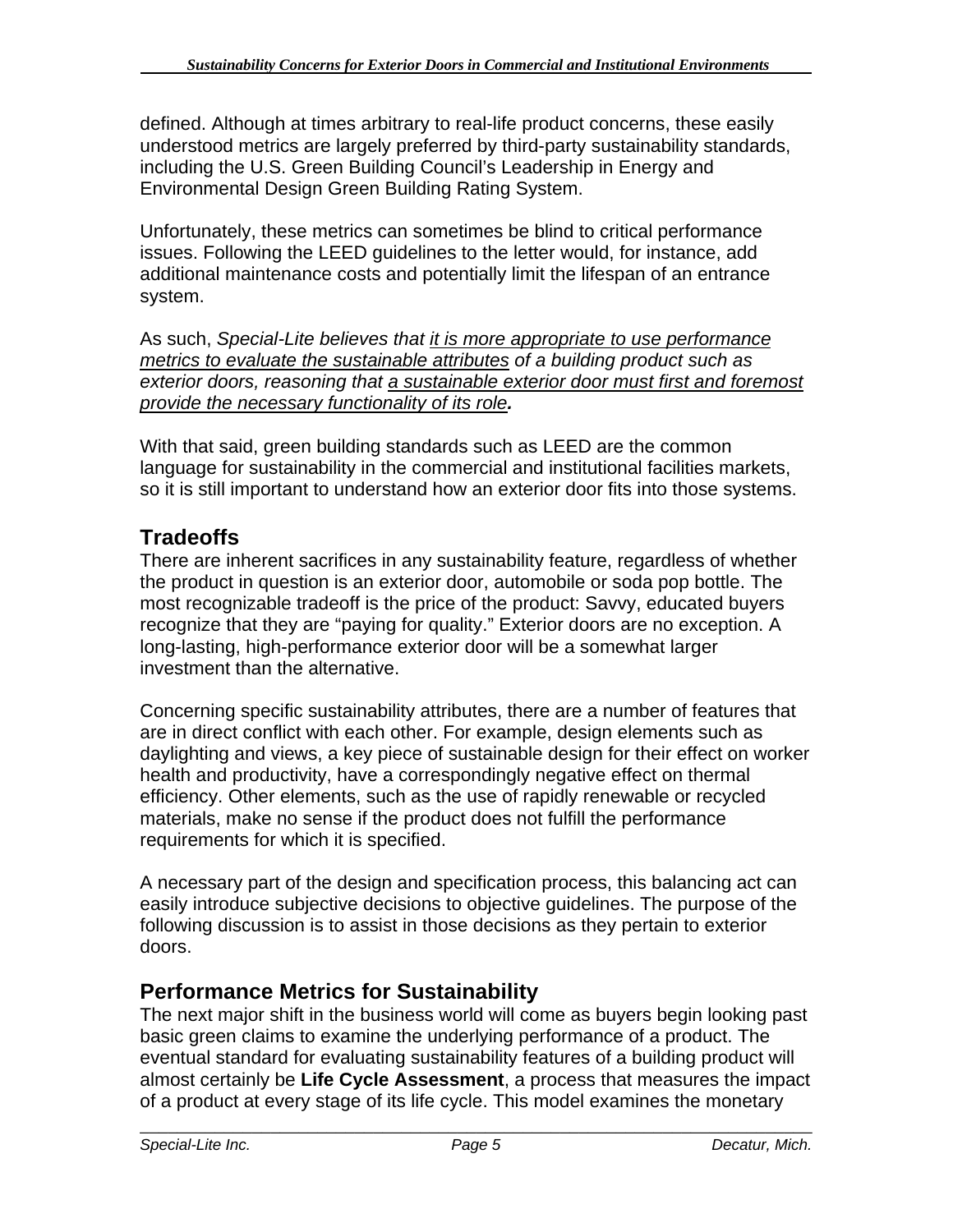defined. Although at times arbitrary to real-life product concerns, these easily understood metrics are largely preferred by third-party sustainability standards, including the U.S. Green Building Council's Leadership in Energy and Environmental Design Green Building Rating System.

Unfortunately, these metrics can sometimes be blind to critical performance issues. Following the LEED guidelines to the letter would, for instance, add additional maintenance costs and potentially limit the lifespan of an entrance system.

As such, *Special-Lite believes that <u>it is more appropriate to use performance metrics to evaluate the sustainable attributes</u> of a building product such as exterior doors, reasoning that <u>a sustainable exterior door must first and foremost provide the necessary functionality of its role</u>.*

With that said, green building standards such as LEED are the common language for sustainability in the commercial and institutional facilities markets, so it is still important to understand how an exterior door fits into those systems.

## Tradeoffs

There are inherent sacrifices in any sustainability feature, regardless of whether the product in question is an exterior door, automobile or soda pop bottle. The most recognizable tradeoff is the price of the product: Savvy, educated buyers recognize that they are "paying for quality." Exterior doors are no exception. A long-lasting, high-performance exterior door will be a somewhat larger investment than the alternative.

Concerning specific sustainability attributes, there are a number of features that are in direct conflict with each other. For example, design elements such as daylighting and views, a key piece of sustainable design for their effect on worker health and productivity, have a correspondingly negative effect on thermal efficiency. Other elements, such as the use of rapidly renewable or recycled materials, make no sense if the product does not fulfill the performance requirements for which it is specified.

A necessary part of the design and specification process, this balancing act can easily introduce subjective decisions to objective guidelines. The purpose of the following discussion is to assist in those decisions as they pertain to exterior doors.

## Performance Metrics for Sustainability

The next major shift in the business world will come as buyers begin looking past basic green claims to examine the underlying performance of a product. The eventual standard for evaluating sustainability features of a building product will almost certainly be **Life Cycle Assessment**, a process that measures the impact of a product at every stage of its life cycle. This model examines the monetary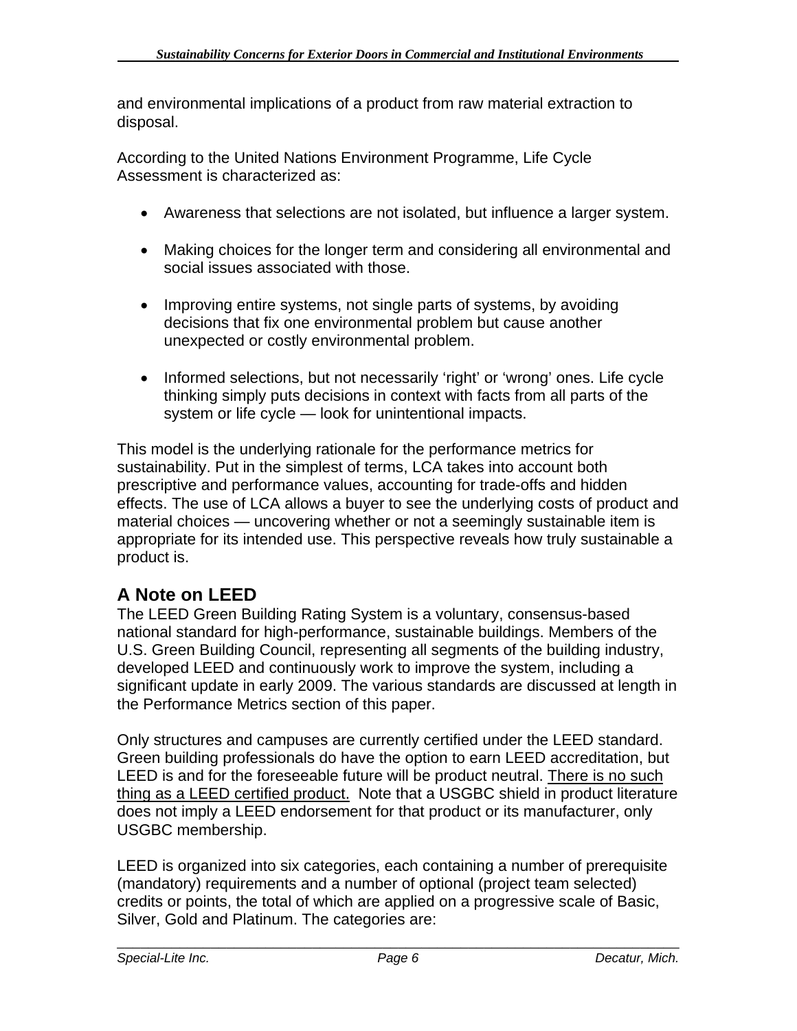and environmental implications of a product from raw material extraction to disposal.

According to the United Nations Environment Programme, Life Cycle Assessment is characterized as:

- Awareness that selections are not isolated, but influence a larger system.
- Making choices for the longer term and considering all environmental and social issues associated with those.
- Improving entire systems, not single parts of systems, by avoiding decisions that fix one environmental problem but cause another unexpected or costly environmental problem.
- Informed selections, but not necessarily 'right' or 'wrong' ones. Life cycle thinking simply puts decisions in context with facts from all parts of the system or life cycle — look for unintentional impacts.

This model is the underlying rationale for the performance metrics for sustainability. Put in the simplest of terms, LCA takes into account both prescriptive and performance values, accounting for trade-offs and hidden effects. The use of LCA allows a buyer to see the underlying costs of product and material choices — uncovering whether or not a seemingly sustainable item is appropriate for its intended use. This perspective reveals how truly sustainable a product is.

## A Note on LEED

The LEED Green Building Rating System is a voluntary, consensus-based national standard for high-performance, sustainable buildings. Members of the U.S. Green Building Council, representing all segments of the building industry, developed LEED and continuously work to improve the system, including a significant update in early 2009. The various standards are discussed at length in the Performance Metrics section of this paper.

Only structures and campuses are currently certified under the LEED standard. Green building professionals do have the option to earn LEED accreditation, but LEED is and for the foreseeable future will be product neutral. <u>There is no such thing as a LEED certified product.</u> Note that a USGBC shield in product literature does not imply a LEED endorsement for that product or its manufacturer, only USGBC membership.

LEED is organized into six categories, each containing a number of prerequisite (mandatory) requirements and a number of optional (project team selected) credits or points, the total of which are applied on a progressive scale of Basic, Silver, Gold and Platinum. The categories are: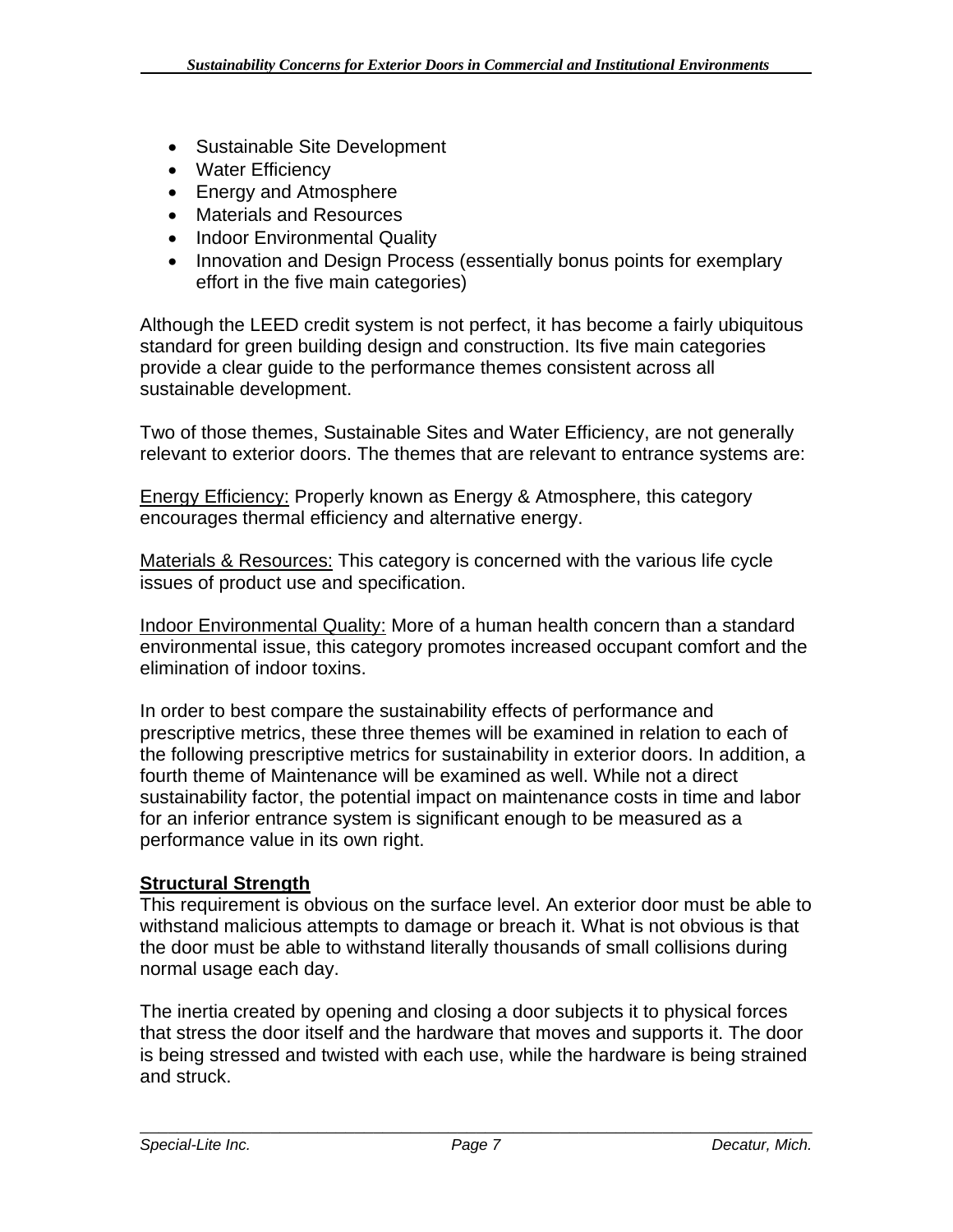- Sustainable Site Development
- Water Efficiency
- Energy and Atmosphere
- Materials and Resources
- Indoor Environmental Quality
- Innovation and Design Process (essentially bonus points for exemplary effort in the five main categories)

Although the LEED credit system is not perfect, it has become a fairly ubiquitous standard for green building design and construction. Its five main categories provide a clear guide to the performance themes consistent across all sustainable development.

Two of those themes, Sustainable Sites and Water Efficiency, are not generally relevant to exterior doors. The themes that are relevant to entrance systems are:

Energy Efficiency: Properly known as Energy & Atmosphere, this category encourages thermal efficiency and alternative energy.

Materials & Resources: This category is concerned with the various life cycle issues of product use and specification.

Indoor Environmental Quality: More of a human health concern than a standard environmental issue, this category promotes increased occupant comfort and the elimination of indoor toxins.

In order to best compare the sustainability effects of performance and prescriptive metrics, these three themes will be examined in relation to each of the following prescriptive metrics for sustainability in exterior doors. In addition, a fourth theme of Maintenance will be examined as well. While not a direct sustainability factor, the potential impact on maintenance costs in time and labor for an inferior entrance system is significant enough to be measured as a performance value in its own right.

**Structural Strength**

This requirement is obvious on the surface level. An exterior door must be able to withstand malicious attempts to damage or breach it. What is not obvious is that the door must be able to withstand literally thousands of small collisions during normal usage each day.

The inertia created by opening and closing a door subjects it to physical forces that stress the door itself and the hardware that moves and supports it. The door is being stressed and twisted with each use, while the hardware is being strained and struck.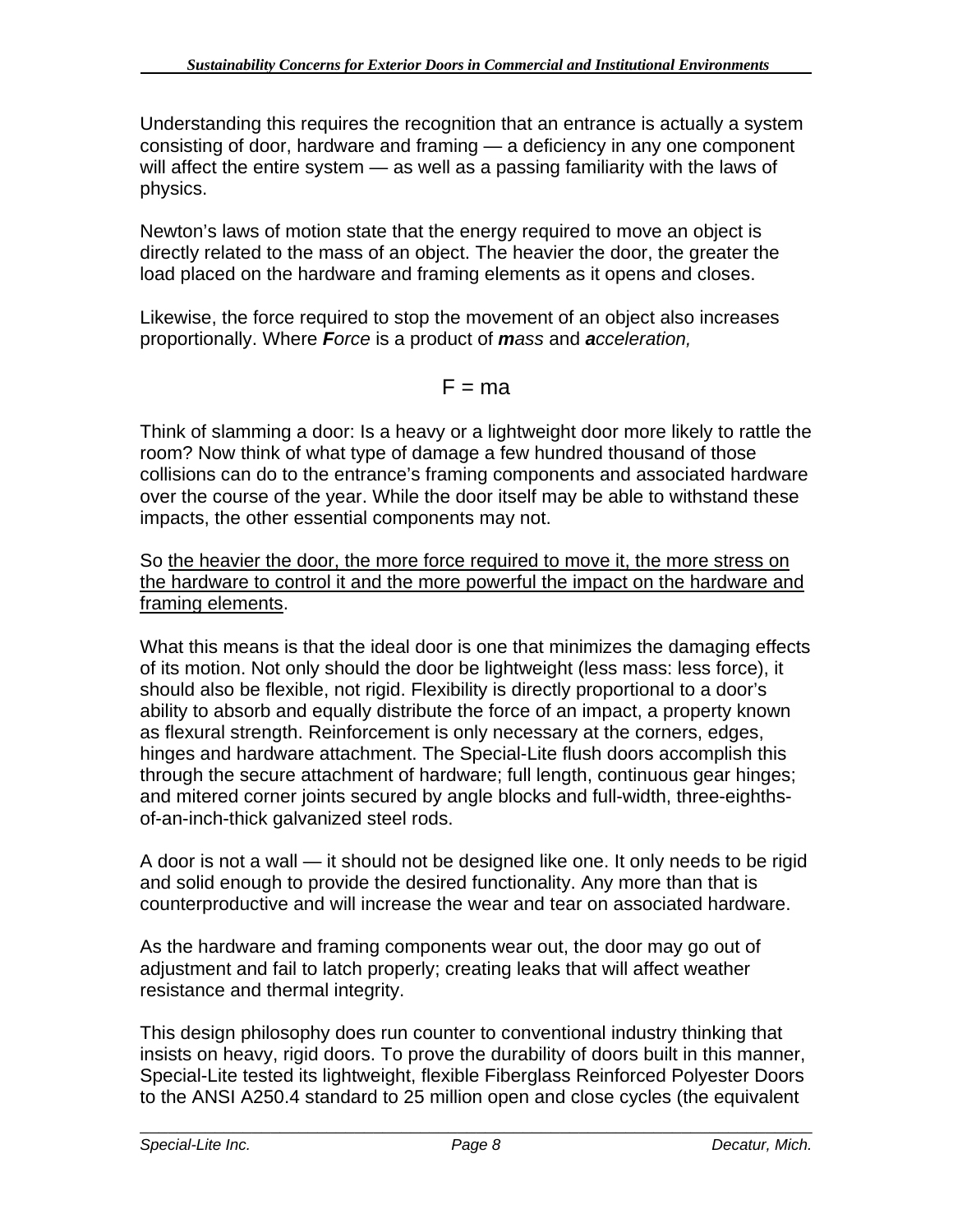Understanding this requires the recognition that an entrance is actually a system consisting of door, hardware and framing — a deficiency in any one component will affect the entire system — as well as a passing familiarity with the laws of physics.

Newton's laws of motion state that the energy required to move an object is directly related to the mass of an object. The heavier the door, the greater the load placed on the hardware and framing elements as it opens and closes.

Likewise, the force required to stop the movement of an object also increases proportionally. Where ***F****orce* is a product of ***m****ass* and ***a****cceleration,*

$$F = ma$$

Think of slamming a door: Is a heavy or a lightweight door more likely to rattle the room? Now think of what type of damage a few hundred thousand of those collisions can do to the entrance's framing components and associated hardware over the course of the year. While the door itself may be able to withstand these impacts, the other essential components may not.

So <u>the heavier the door, the more force required to move it, the more stress on the hardware to control it and the more powerful the impact on the hardware and framing elements</u>.

What this means is that the ideal door is one that minimizes the damaging effects of its motion. Not only should the door be lightweight (less mass: less force), it should also be flexible, not rigid. Flexibility is directly proportional to a door's ability to absorb and equally distribute the force of an impact, a property known as flexural strength. Reinforcement is only necessary at the corners, edges, hinges and hardware attachment. The Special-Lite flush doors accomplish this through the secure attachment of hardware; full length, continuous gear hinges; and mitered corner joints secured by angle blocks and full-width, three-eighths-of-an-inch-thick galvanized steel rods.

A door is not a wall — it should not be designed like one. It only needs to be rigid and solid enough to provide the desired functionality. Any more than that is counterproductive and will increase the wear and tear on associated hardware.

As the hardware and framing components wear out, the door may go out of adjustment and fail to latch properly; creating leaks that will affect weather resistance and thermal integrity.

This design philosophy does run counter to conventional industry thinking that insists on heavy, rigid doors. To prove the durability of doors built in this manner, Special-Lite tested its lightweight, flexible Fiberglass Reinforced Polyester Doors to the ANSI A250.4 standard to 25 million open and close cycles (the equivalent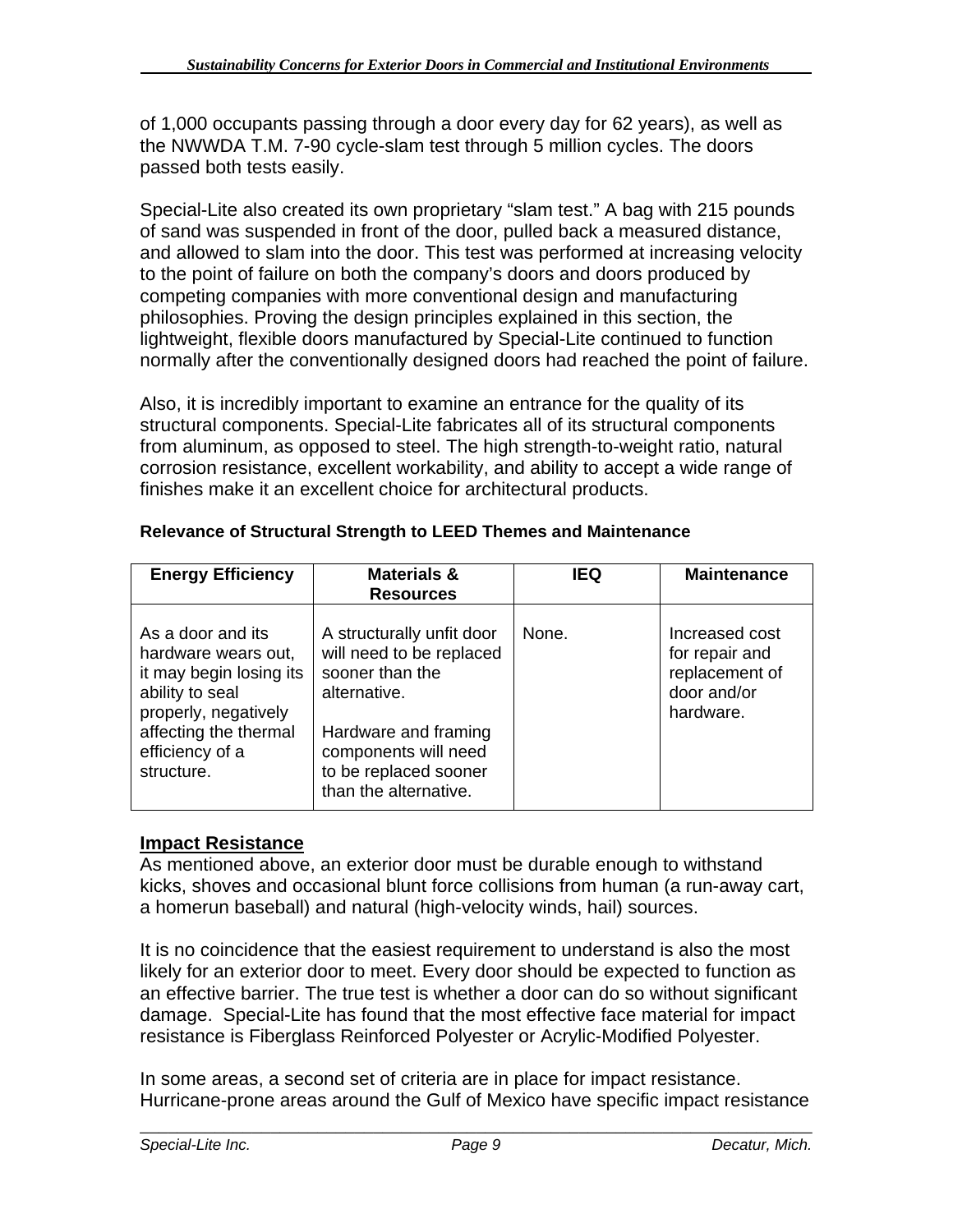of 1,000 occupants passing through a door every day for 62 years), as well as the NWWDA T.M. 7-90 cycle-slam test through 5 million cycles. The doors passed both tests easily.

Special-Lite also created its own proprietary "slam test." A bag with 215 pounds of sand was suspended in front of the door, pulled back a measured distance, and allowed to slam into the door. This test was performed at increasing velocity to the point of failure on both the company's doors and doors produced by competing companies with more conventional design and manufacturing philosophies. Proving the design principles explained in this section, the lightweight, flexible doors manufactured by Special-Lite continued to function normally after the conventionally designed doors had reached the point of failure.

Also, it is incredibly important to examine an entrance for the quality of its structural components. Special-Lite fabricates all of its structural components from aluminum, as opposed to steel. The high strength-to-weight ratio, natural corrosion resistance, excellent workability, and ability to accept a wide range of finishes make it an excellent choice for architectural products.

**Relevance of Structural Strength to LEED Themes and Maintenance**

| Energy Efficiency | Materials & Resources | IEQ | Maintenance |
|---|---|---|---|
| As a door and its hardware wears out, it may begin losing its ability to seal properly, negatively affecting the thermal efficiency of a structure. | A structurally unfit door will need to be replaced sooner than the alternative.<br><br>Hardware and framing components will need to be replaced sooner than the alternative. | None. | Increased cost for repair and replacement of door and/or hardware. |

**<u>Impact Resistance</u>**

As mentioned above, an exterior door must be durable enough to withstand kicks, shoves and occasional blunt force collisions from human (a run-away cart, a homerun baseball) and natural (high-velocity winds, hail) sources.

It is no coincidence that the easiest requirement to understand is also the most likely for an exterior door to meet. Every door should be expected to function as an effective barrier. The true test is whether a door can do so without significant damage. Special-Lite has found that the most effective face material for impact resistance is Fiberglass Reinforced Polyester or Acrylic-Modified Polyester.

In some areas, a second set of criteria are in place for impact resistance. Hurricane-prone areas around the Gulf of Mexico have specific impact resistance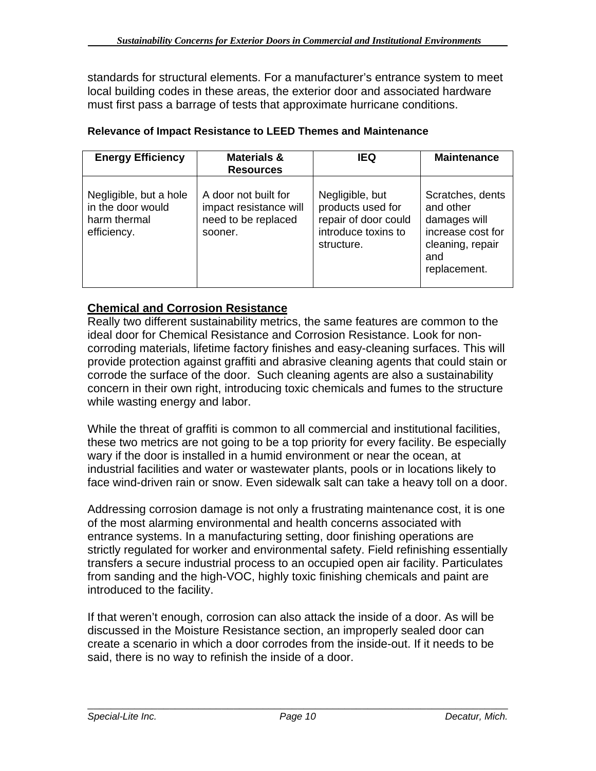standards for structural elements. For a manufacturer's entrance system to meet local building codes in these areas, the exterior door and associated hardware must first pass a barrage of tests that approximate hurricane conditions.

**Relevance of Impact Resistance to LEED Themes and Maintenance**

| Energy Efficiency | Materials & Resources | IEQ | Maintenance |
|---|---|---|---|
| Negligible, but a hole in the door would harm thermal efficiency. | A door not built for impact resistance will need to be replaced sooner. | Negligible, but products used for repair of door could introduce toxins to structure. | Scratches, dents and other damages will increase cost for cleaning, repair and replacement. |

## Chemical and Corrosion Resistance

Really two different sustainability metrics, the same features are common to the ideal door for Chemical Resistance and Corrosion Resistance. Look for non-corroding materials, lifetime factory finishes and easy-cleaning surfaces. This will provide protection against graffiti and abrasive cleaning agents that could stain or corrode the surface of the door. Such cleaning agents are also a sustainability concern in their own right, introducing toxic chemicals and fumes to the structure while wasting energy and labor.

While the threat of graffiti is common to all commercial and institutional facilities, these two metrics are not going to be a top priority for every facility. Be especially wary if the door is installed in a humid environment or near the ocean, at industrial facilities and water or wastewater plants, pools or in locations likely to face wind-driven rain or snow. Even sidewalk salt can take a heavy toll on a door.

Addressing corrosion damage is not only a frustrating maintenance cost, it is one of the most alarming environmental and health concerns associated with entrance systems. In a manufacturing setting, door finishing operations are strictly regulated for worker and environmental safety. Field refinishing essentially transfers a secure industrial process to an occupied open air facility. Particulates from sanding and the high-VOC, highly toxic finishing chemicals and paint are introduced to the facility.

If that weren't enough, corrosion can also attack the inside of a door. As will be discussed in the Moisture Resistance section, an improperly sealed door can create a scenario in which a door corrodes from the inside-out. If it needs to be said, there is no way to refinish the inside of a door.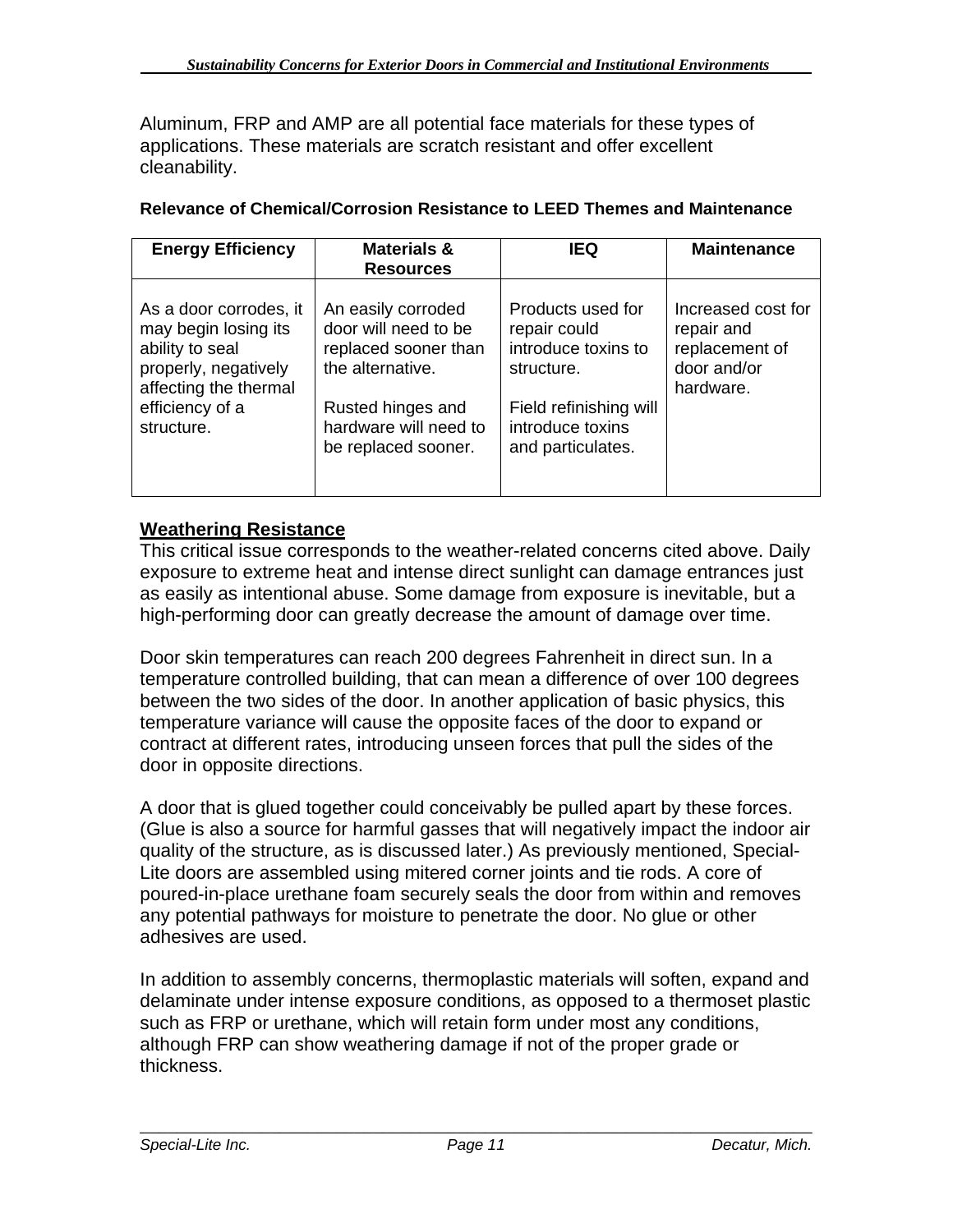Aluminum, FRP and AMP are all potential face materials for these types of applications. These materials are scratch resistant and offer excellent cleanability.

**Relevance of Chemical/Corrosion Resistance to LEED Themes and Maintenance**

| Energy Efficiency | Materials & Resources | IEQ | Maintenance |
|---|---|---|---|
| As a door corrodes, it may begin losing its ability to seal properly, negatively affecting the thermal efficiency of a structure. | An easily corroded door will need to be replaced sooner than the alternative.<br><br>Rusted hinges and hardware will need to be replaced sooner. | Products used for repair could introduce toxins to structure.<br><br>Field refinishing will introduce toxins and particulates. | Increased cost for repair and replacement of door and/or hardware. |

## Weathering Resistance

This critical issue corresponds to the weather-related concerns cited above. Daily exposure to extreme heat and intense direct sunlight can damage entrances just as easily as intentional abuse. Some damage from exposure is inevitable, but a high-performing door can greatly decrease the amount of damage over time.

Door skin temperatures can reach 200 degrees Fahrenheit in direct sun. In a temperature controlled building, that can mean a difference of over 100 degrees between the two sides of the door. In another application of basic physics, this temperature variance will cause the opposite faces of the door to expand or contract at different rates, introducing unseen forces that pull the sides of the door in opposite directions.

A door that is glued together could conceivably be pulled apart by these forces. (Glue is also a source for harmful gasses that will negatively impact the indoor air quality of the structure, as is discussed later.) As previously mentioned, Special-Lite doors are assembled using mitered corner joints and tie rods. A core of poured-in-place urethane foam securely seals the door from within and removes any potential pathways for moisture to penetrate the door. No glue or other adhesives are used.

In addition to assembly concerns, thermoplastic materials will soften, expand and delaminate under intense exposure conditions, as opposed to a thermoset plastic such as FRP or urethane, which will retain form under most any conditions, although FRP can show weathering damage if not of the proper grade or thickness.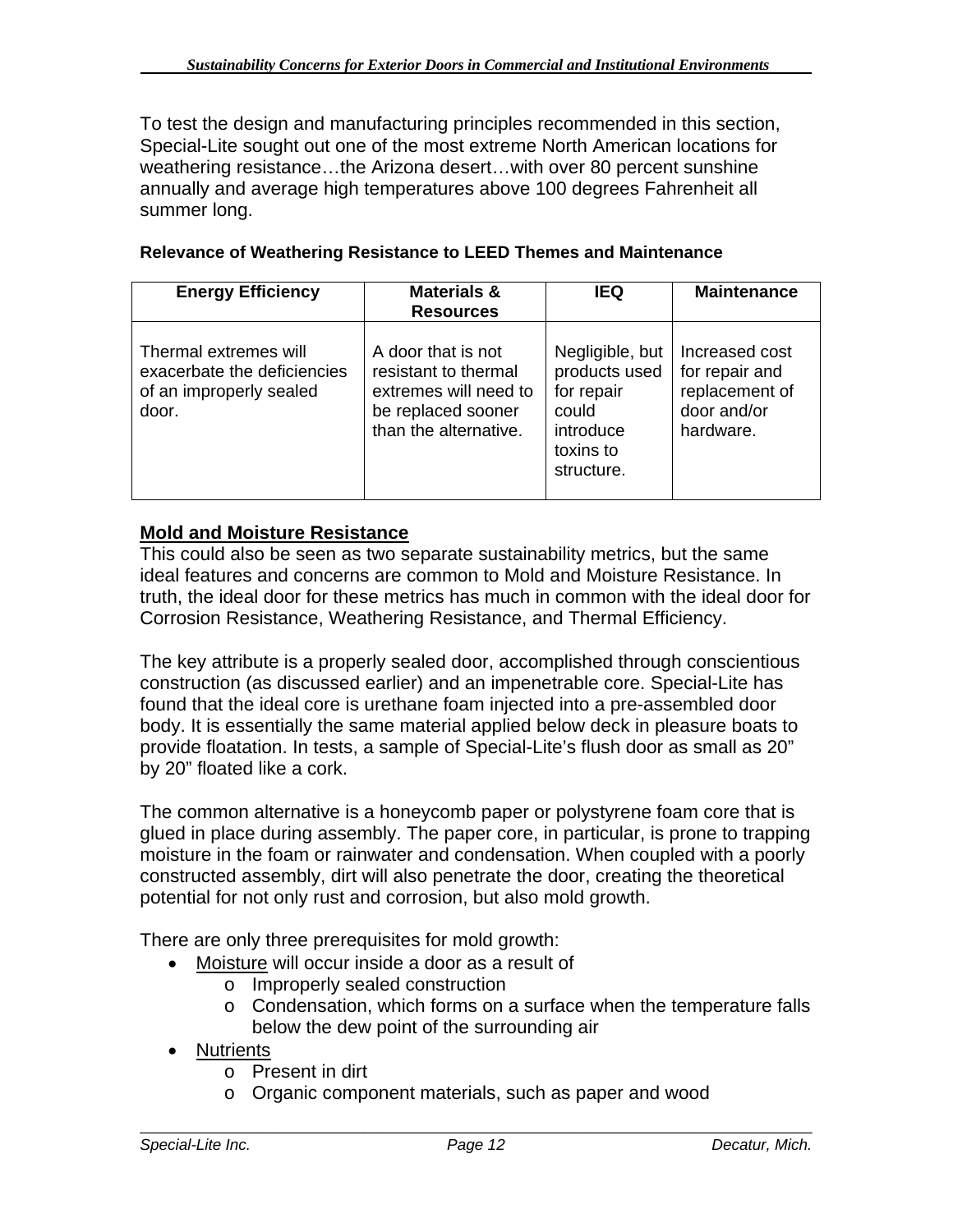To test the design and manufacturing principles recommended in this section, Special-Lite sought out one of the most extreme North American locations for weathering resistance…the Arizona desert…with over 80 percent sunshine annually and average high temperatures above 100 degrees Fahrenheit all summer long.

**Relevance of Weathering Resistance to LEED Themes and Maintenance**

| Energy Efficiency | Materials & Resources | IEQ | Maintenance |
|---|---|---|---|
| Thermal extremes will exacerbate the deficiencies of an improperly sealed door. | A door that is not resistant to thermal extremes will need to be replaced sooner than the alternative. | Negligible, but products used for repair could introduce toxins to structure. | Increased cost for repair and replacement of door and/or hardware. |

## Mold and Moisture Resistance

This could also be seen as two separate sustainability metrics, but the same ideal features and concerns are common to Mold and Moisture Resistance. In truth, the ideal door for these metrics has much in common with the ideal door for Corrosion Resistance, Weathering Resistance, and Thermal Efficiency.

The key attribute is a properly sealed door, accomplished through conscientious construction (as discussed earlier) and an impenetrable core. Special-Lite has found that the ideal core is urethane foam injected into a pre-assembled door body. It is essentially the same material applied below deck in pleasure boats to provide floatation. In tests, a sample of Special-Lite's flush door as small as 20" by 20" floated like a cork.

The common alternative is a honeycomb paper or polystyrene foam core that is glued in place during assembly. The paper core, in particular, is prone to trapping moisture in the foam or rainwater and condensation. When coupled with a poorly constructed assembly, dirt will also penetrate the door, creating the theoretical potential for not only rust and corrosion, but also mold growth.

There are only three prerequisites for mold growth:

- Moisture will occur inside a door as a result of
  - Improperly sealed construction
  - Condensation, which forms on a surface when the temperature falls below the dew point of the surrounding air
- Nutrients
  - Present in dirt
  - Organic component materials, such as paper and wood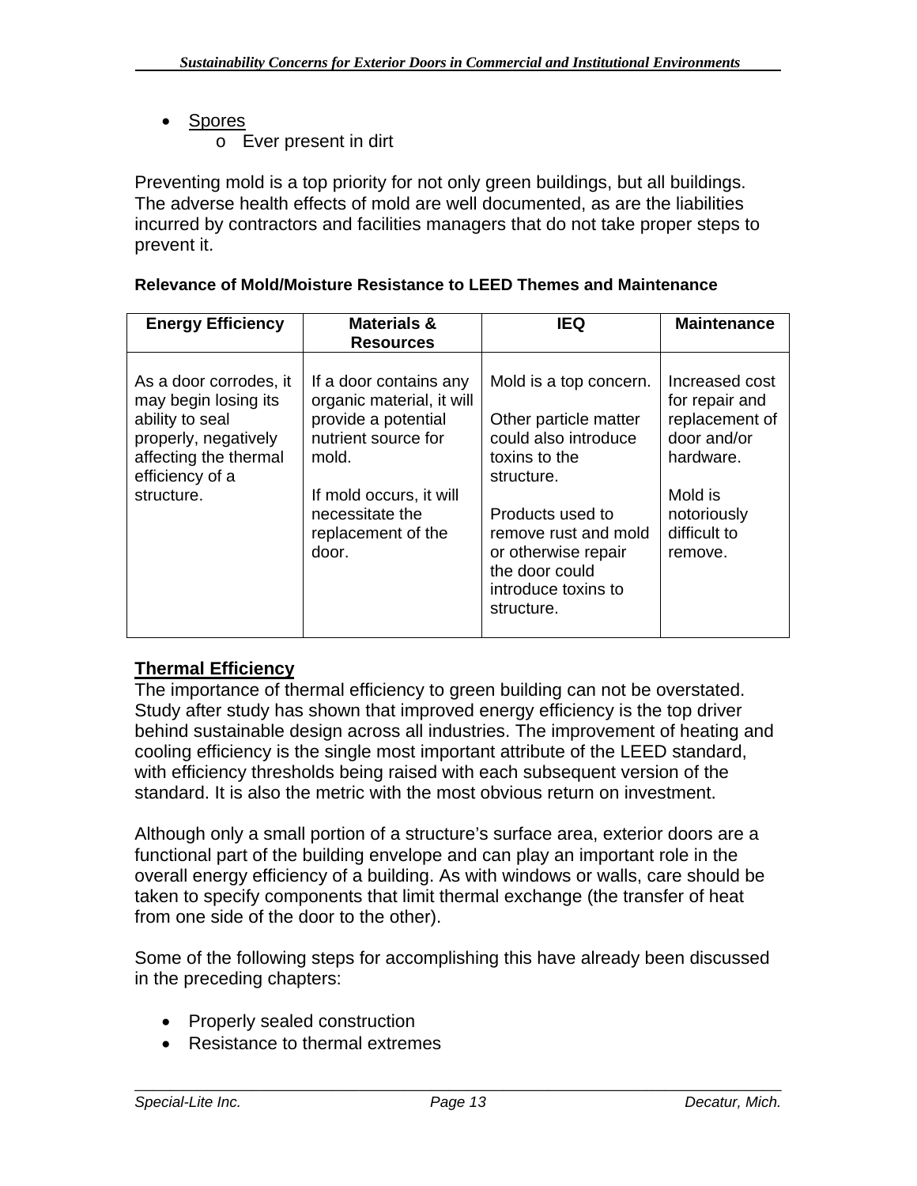- <u>Spores</u>
  - Ever present in dirt

Preventing mold is a top priority for not only green buildings, but all buildings. The adverse health effects of mold are well documented, as are the liabilities incurred by contractors and facilities managers that do not take proper steps to prevent it.

**Relevance of Mold/Moisture Resistance to LEED Themes and Maintenance**

| Energy Efficiency | Materials & Resources | IEQ | Maintenance |
|---|---|---|---|
| As a door corrodes, it may begin losing its ability to seal properly, negatively affecting the thermal efficiency of a structure. | If a door contains any organic material, it will provide a potential nutrient source for mold.<br><br>If mold occurs, it will necessitate the replacement of the door. | Mold is a top concern.<br><br>Other particle matter could also introduce toxins to the structure.<br><br>Products used to remove rust and mold or otherwise repair the door could introduce toxins to structure. | Increased cost for repair and replacement of door and/or hardware.<br><br>Mold is notoriously difficult to remove. |

## Thermal Efficiency

The importance of thermal efficiency to green building can not be overstated. Study after study has shown that improved energy efficiency is the top driver behind sustainable design across all industries. The improvement of heating and cooling efficiency is the single most important attribute of the LEED standard, with efficiency thresholds being raised with each subsequent version of the standard. It is also the metric with the most obvious return on investment.

Although only a small portion of a structure's surface area, exterior doors are a functional part of the building envelope and can play an important role in the overall energy efficiency of a building. As with windows or walls, care should be taken to specify components that limit thermal exchange (the transfer of heat from one side of the door to the other).

Some of the following steps for accomplishing this have already been discussed in the preceding chapters:

- Properly sealed construction
- Resistance to thermal extremes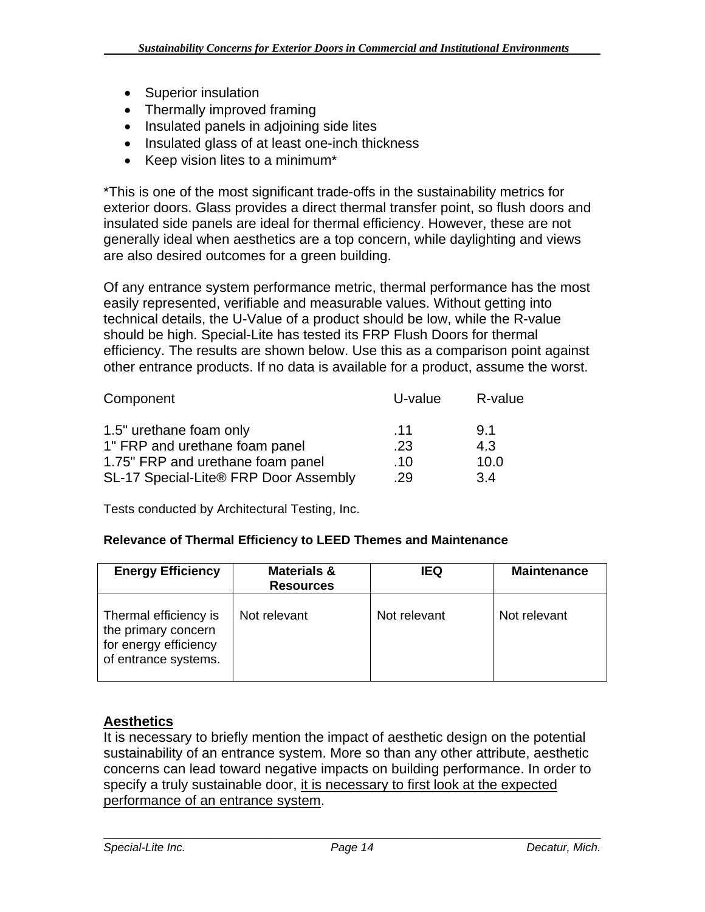- Superior insulation
- Thermally improved framing
- Insulated panels in adjoining side lites
- Insulated glass of at least one-inch thickness
- Keep vision lites to a minimum*

*This is one of the most significant trade-offs in the sustainability metrics for exterior doors. Glass provides a direct thermal transfer point, so flush doors and insulated side panels are ideal for thermal efficiency. However, these are not generally ideal when aesthetics are a top concern, while daylighting and views are also desired outcomes for a green building.

Of any entrance system performance metric, thermal performance has the most easily represented, verifiable and measurable values. Without getting into technical details, the U-Value of a product should be low, while the R-value should be high. Special-Lite has tested its FRP Flush Doors for thermal efficiency. The results are shown below. Use this as a comparison point against other entrance products. If no data is available for a product, assume the worst.

| Component | U-value | R-value |
|---|---|---|
| 1.5" urethane foam only | .11 | 9.1 |
| 1" FRP and urethane foam panel | .23 | 4.3 |
| 1.75" FRP and urethane foam panel | .10 | 10.0 |
| SL-17 Special-Lite® FRP Door Assembly | .29 | 3.4 |

Tests conducted by Architectural Testing, Inc.

**Relevance of Thermal Efficiency to LEED Themes and Maintenance**

| Energy Efficiency | Materials & Resources | IEQ | Maintenance |
|---|---|---|---|
| Thermal efficiency is the primary concern for energy efficiency of entrance systems. | Not relevant | Not relevant | Not relevant |

## Aesthetics

It is necessary to briefly mention the impact of aesthetic design on the potential sustainability of an entrance system. More so than any other attribute, aesthetic concerns can lead toward negative impacts on building performance. In order to specify a truly sustainable door, it is necessary to first look at the expected performance of an entrance system.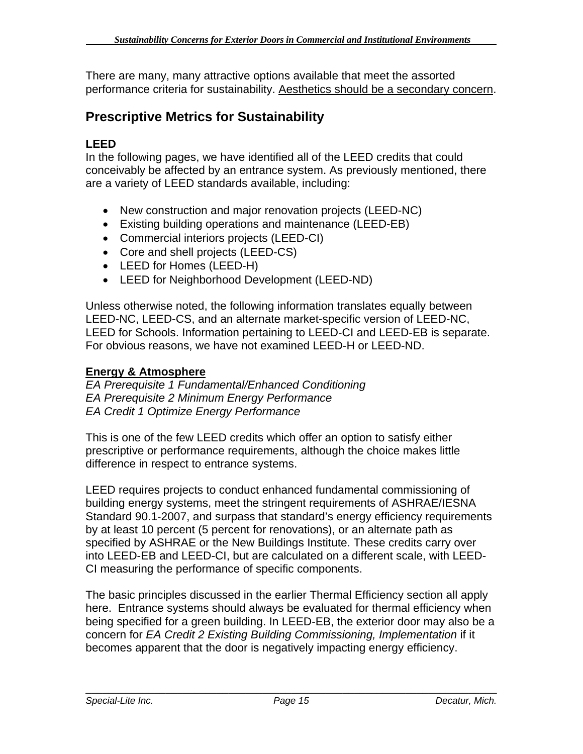There are many, many attractive options available that meet the assorted performance criteria for sustainability. <u>Aesthetics should be a secondary concern</u>.

## Prescriptive Metrics for Sustainability

### LEED

In the following pages, we have identified all of the LEED credits that could conceivably be affected by an entrance system. As previously mentioned, there are a variety of LEED standards available, including:

- New construction and major renovation projects (LEED-NC)
- Existing building operations and maintenance (LEED-EB)
- Commercial interiors projects (LEED-CI)
- Core and shell projects (LEED-CS)
- LEED for Homes (LEED-H)
- LEED for Neighborhood Development (LEED-ND)

Unless otherwise noted, the following information translates equally between LEED-NC, LEED-CS, and an alternate market-specific version of LEED-NC, LEED for Schools. Information pertaining to LEED-CI and LEED-EB is separate. For obvious reasons, we have not examined LEED-H or LEED-ND.

**<u>Energy & Atmosphere</u>**
*EA Prerequisite 1 Fundamental/Enhanced Conditioning*
*EA Prerequisite 2 Minimum Energy Performance*
*EA Credit 1 Optimize Energy Performance*

This is one of the few LEED credits which offer an option to satisfy either prescriptive or performance requirements, although the choice makes little difference in respect to entrance systems.

LEED requires projects to conduct enhanced fundamental commissioning of building energy systems, meet the stringent requirements of ASHRAE/IESNA Standard 90.1-2007, and surpass that standard's energy efficiency requirements by at least 10 percent (5 percent for renovations), or an alternate path as specified by ASHRAE or the New Buildings Institute. These credits carry over into LEED-EB and LEED-CI, but are calculated on a different scale, with LEED-CI measuring the performance of specific components.

The basic principles discussed in the earlier Thermal Efficiency section all apply here. Entrance systems should always be evaluated for thermal efficiency when being specified for a green building. In LEED-EB, the exterior door may also be a concern for *EA Credit 2 Existing Building Commissioning, Implementation* if it becomes apparent that the door is negatively impacting energy efficiency.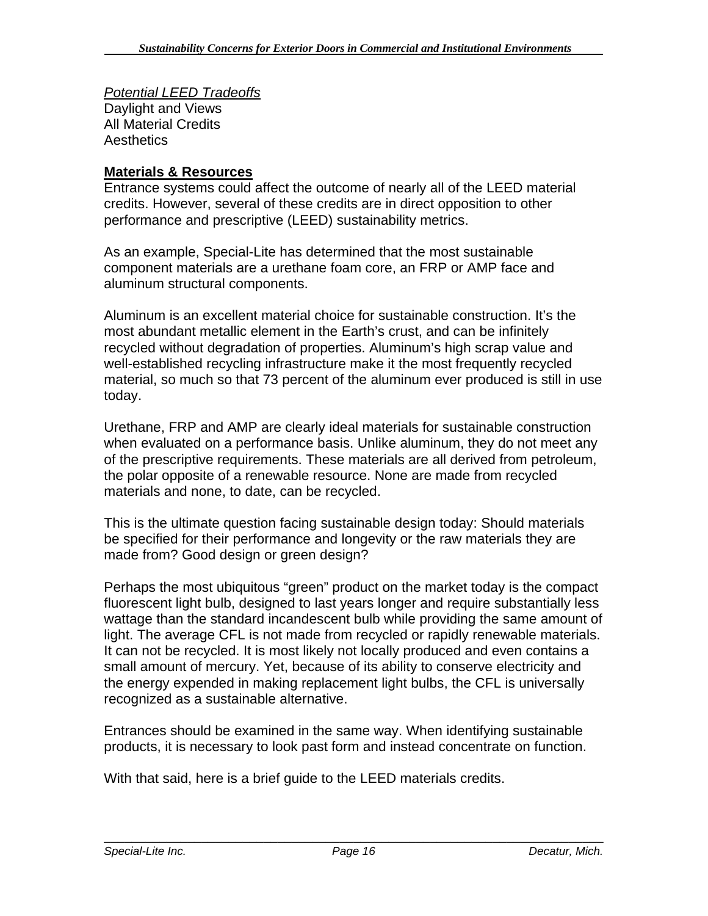*Potential LEED Tradeoffs*
Daylight and Views
All Material Credits
Aesthetics

**Materials & Resources**
Entrance systems could affect the outcome of nearly all of the LEED material credits. However, several of these credits are in direct opposition to other performance and prescriptive (LEED) sustainability metrics.

As an example, Special-Lite has determined that the most sustainable component materials are a urethane foam core, an FRP or AMP face and aluminum structural components.

Aluminum is an excellent material choice for sustainable construction. It's the most abundant metallic element in the Earth's crust, and can be infinitely recycled without degradation of properties. Aluminum's high scrap value and well-established recycling infrastructure make it the most frequently recycled material, so much so that 73 percent of the aluminum ever produced is still in use today.

Urethane, FRP and AMP are clearly ideal materials for sustainable construction when evaluated on a performance basis. Unlike aluminum, they do not meet any of the prescriptive requirements. These materials are all derived from petroleum, the polar opposite of a renewable resource. None are made from recycled materials and none, to date, can be recycled.

This is the ultimate question facing sustainable design today: Should materials be specified for their performance and longevity or the raw materials they are made from? Good design or green design?

Perhaps the most ubiquitous "green" product on the market today is the compact fluorescent light bulb, designed to last years longer and require substantially less wattage than the standard incandescent bulb while providing the same amount of light. The average CFL is not made from recycled or rapidly renewable materials. It can not be recycled. It is most likely not locally produced and even contains a small amount of mercury. Yet, because of its ability to conserve electricity and the energy expended in making replacement light bulbs, the CFL is universally recognized as a sustainable alternative.

Entrances should be examined in the same way. When identifying sustainable products, it is necessary to look past form and instead concentrate on function.

With that said, here is a brief guide to the LEED materials credits.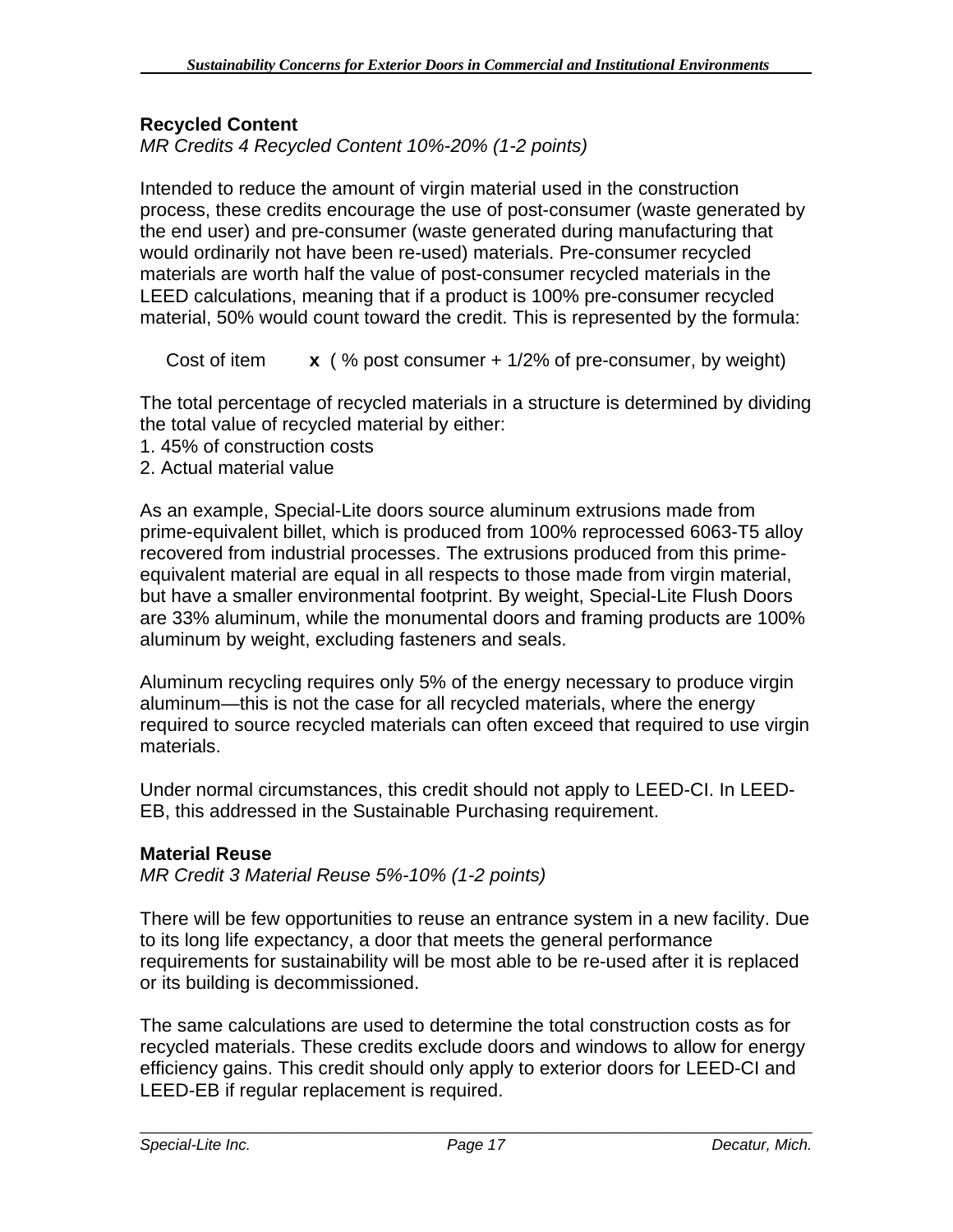### Recycled Content

*MR Credits 4 Recycled Content 10%-20% (1-2 points)*

Intended to reduce the amount of virgin material used in the construction process, these credits encourage the use of post-consumer (waste generated by the end user) and pre-consumer (waste generated during manufacturing that would ordinarily not have been re-used) materials. Pre-consumer recycled materials are worth half the value of post-consumer recycled materials in the LEED calculations, meaning that if a product is 100% pre-consumer recycled material, 50% would count toward the credit. This is represented by the formula:

Cost of item **x** ( % post consumer + 1/2% of pre-consumer, by weight)

The total percentage of recycled materials in a structure is determined by dividing the total value of recycled material by either:

1. 45% of construction costs
2. Actual material value

As an example, Special-Lite doors source aluminum extrusions made from prime-equivalent billet, which is produced from 100% reprocessed 6063-T5 alloy recovered from industrial processes. The extrusions produced from this prime-equivalent material are equal in all respects to those made from virgin material, but have a smaller environmental footprint. By weight, Special-Lite Flush Doors are 33% aluminum, while the monumental doors and framing products are 100% aluminum by weight, excluding fasteners and seals.

Aluminum recycling requires only 5% of the energy necessary to produce virgin aluminum—this is not the case for all recycled materials, where the energy required to source recycled materials can often exceed that required to use virgin materials.

Under normal circumstances, this credit should not apply to LEED-CI. In LEED-EB, this addressed in the Sustainable Purchasing requirement.

### Material Reuse

*MR Credit 3 Material Reuse 5%-10% (1-2 points)*

There will be few opportunities to reuse an entrance system in a new facility. Due to its long life expectancy, a door that meets the general performance requirements for sustainability will be most able to be re-used after it is replaced or its building is decommissioned.

The same calculations are used to determine the total construction costs as for recycled materials. These credits exclude doors and windows to allow for energy efficiency gains. This credit should only apply to exterior doors for LEED-CI and LEED-EB if regular replacement is required.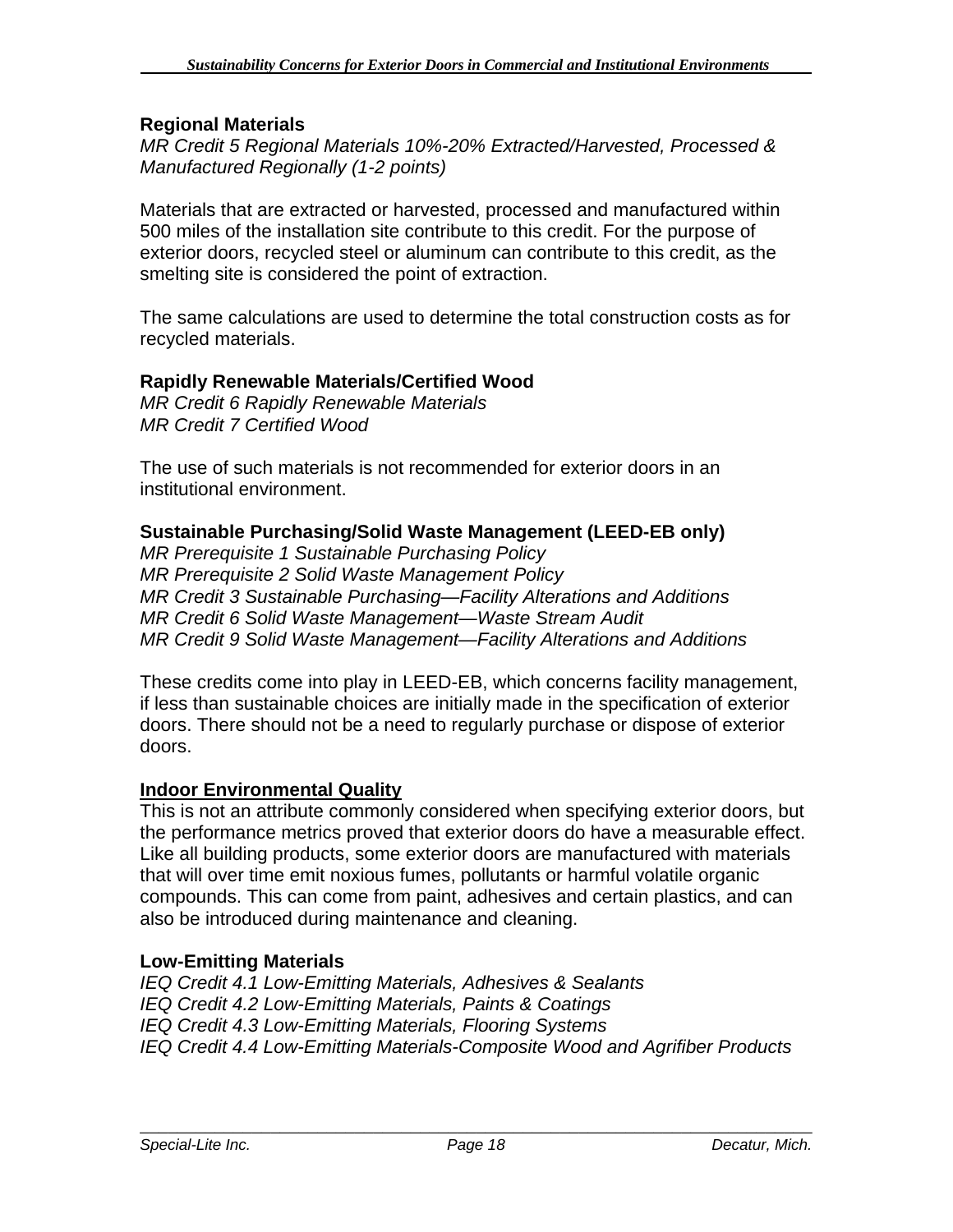### Regional Materials

*MR Credit 5 Regional Materials 10%-20% Extracted/Harvested, Processed & Manufactured Regionally (1-2 points)*

Materials that are extracted or harvested, processed and manufactured within 500 miles of the installation site contribute to this credit. For the purpose of exterior doors, recycled steel or aluminum can contribute to this credit, as the smelting site is considered the point of extraction.

The same calculations are used to determine the total construction costs as for recycled materials.

### Rapidly Renewable Materials/Certified Wood

*MR Credit 6 Rapidly Renewable Materials*
*MR Credit 7 Certified Wood*

The use of such materials is not recommended for exterior doors in an institutional environment.

### Sustainable Purchasing/Solid Waste Management (LEED-EB only)

*MR Prerequisite 1 Sustainable Purchasing Policy*
*MR Prerequisite 2 Solid Waste Management Policy*
*MR Credit 3 Sustainable Purchasing—Facility Alterations and Additions*
*MR Credit 6 Solid Waste Management—Waste Stream Audit*
*MR Credit 9 Solid Waste Management—Facility Alterations and Additions*

These credits come into play in LEED-EB, which concerns facility management, if less than sustainable choices are initially made in the specification of exterior doors. There should not be a need to regularly purchase or dispose of exterior doors.

## Indoor Environmental Quality

This is not an attribute commonly considered when specifying exterior doors, but the performance metrics proved that exterior doors do have a measurable effect. Like all building products, some exterior doors are manufactured with materials that will over time emit noxious fumes, pollutants or harmful volatile organic compounds. This can come from paint, adhesives and certain plastics, and can also be introduced during maintenance and cleaning.

### Low-Emitting Materials

*IEQ Credit 4.1 Low-Emitting Materials, Adhesives & Sealants*
*IEQ Credit 4.2 Low-Emitting Materials, Paints & Coatings*
*IEQ Credit 4.3 Low-Emitting Materials, Flooring Systems*
*IEQ Credit 4.4 Low-Emitting Materials-Composite Wood and Agrifiber Products*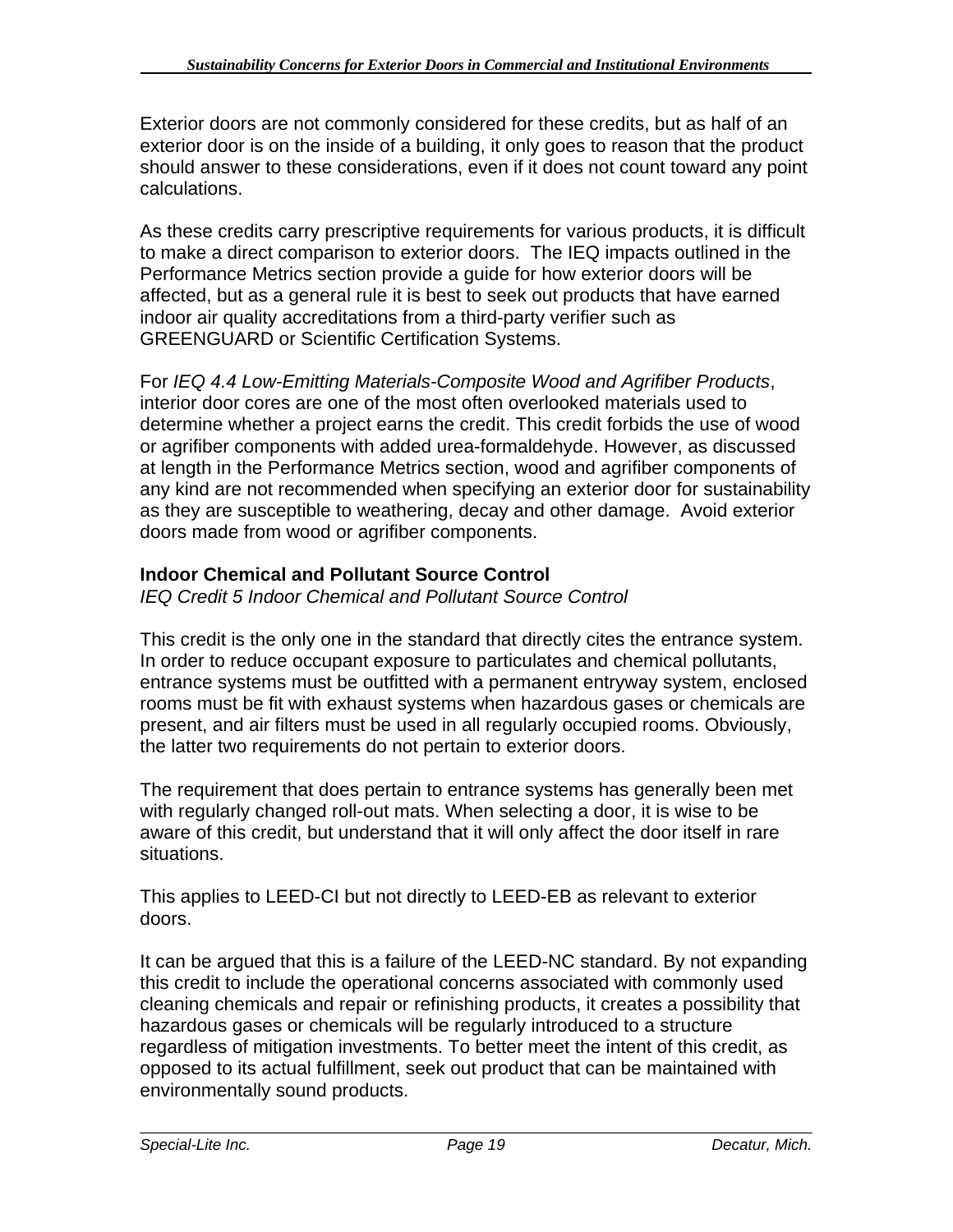Exterior doors are not commonly considered for these credits, but as half of an exterior door is on the inside of a building, it only goes to reason that the product should answer to these considerations, even if it does not count toward any point calculations.

As these credits carry prescriptive requirements for various products, it is difficult to make a direct comparison to exterior doors. The IEQ impacts outlined in the Performance Metrics section provide a guide for how exterior doors will be affected, but as a general rule it is best to seek out products that have earned indoor air quality accreditations from a third-party verifier such as GREENGUARD or Scientific Certification Systems.

For *IEQ 4.4 Low-Emitting Materials-Composite Wood and Agrifiber Products*, interior door cores are one of the most often overlooked materials used to determine whether a project earns the credit. This credit forbids the use of wood or agrifiber components with added urea-formaldehyde. However, as discussed at length in the Performance Metrics section, wood and agrifiber components of any kind are not recommended when specifying an exterior door for sustainability as they are susceptible to weathering, decay and other damage. Avoid exterior doors made from wood or agrifiber components.

**Indoor Chemical and Pollutant Source Control**
*IEQ Credit 5 Indoor Chemical and Pollutant Source Control*

This credit is the only one in the standard that directly cites the entrance system. In order to reduce occupant exposure to particulates and chemical pollutants, entrance systems must be outfitted with a permanent entryway system, enclosed rooms must be fit with exhaust systems when hazardous gases or chemicals are present, and air filters must be used in all regularly occupied rooms. Obviously, the latter two requirements do not pertain to exterior doors.

The requirement that does pertain to entrance systems has generally been met with regularly changed roll-out mats. When selecting a door, it is wise to be aware of this credit, but understand that it will only affect the door itself in rare situations.

This applies to LEED-CI but not directly to LEED-EB as relevant to exterior doors.

It can be argued that this is a failure of the LEED-NC standard. By not expanding this credit to include the operational concerns associated with commonly used cleaning chemicals and repair or refinishing products, it creates a possibility that hazardous gases or chemicals will be regularly introduced to a structure regardless of mitigation investments. To better meet the intent of this credit, as opposed to its actual fulfillment, seek out product that can be maintained with environmentally sound products.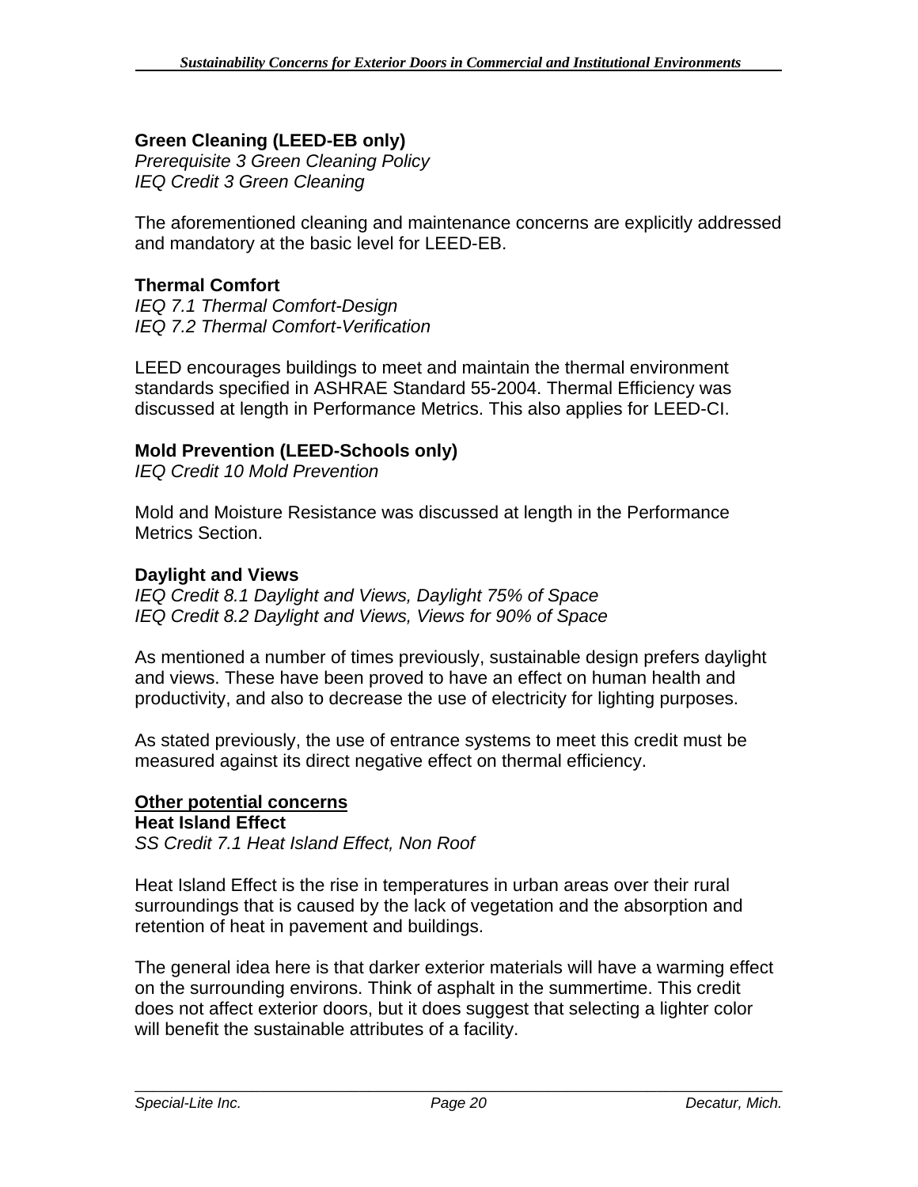**Green Cleaning (LEED-EB only)**
*Prerequisite 3 Green Cleaning Policy*
*IEQ Credit 3 Green Cleaning*

The aforementioned cleaning and maintenance concerns are explicitly addressed and mandatory at the basic level for LEED-EB.

**Thermal Comfort**
*IEQ 7.1 Thermal Comfort-Design*
*IEQ 7.2 Thermal Comfort-Verification*

LEED encourages buildings to meet and maintain the thermal environment standards specified in ASHRAE Standard 55-2004. Thermal Efficiency was discussed at length in Performance Metrics. This also applies for LEED-CI.

**Mold Prevention (LEED-Schools only)**
*IEQ Credit 10 Mold Prevention*

Mold and Moisture Resistance was discussed at length in the Performance Metrics Section.

**Daylight and Views**
*IEQ Credit 8.1 Daylight and Views, Daylight 75% of Space*
*IEQ Credit 8.2 Daylight and Views, Views for 90% of Space*

As mentioned a number of times previously, sustainable design prefers daylight and views. These have been proved to have an effect on human health and productivity, and also to decrease the use of electricity for lighting purposes.

As stated previously, the use of entrance systems to meet this credit must be measured against its direct negative effect on thermal efficiency.

**<u>Other potential concerns</u>**
**Heat Island Effect**
*SS Credit 7.1 Heat Island Effect, Non Roof*

Heat Island Effect is the rise in temperatures in urban areas over their rural surroundings that is caused by the lack of vegetation and the absorption and retention of heat in pavement and buildings.

The general idea here is that darker exterior materials will have a warming effect on the surrounding environs. Think of asphalt in the summertime. This credit does not affect exterior doors, but it does suggest that selecting a lighter color will benefit the sustainable attributes of a facility.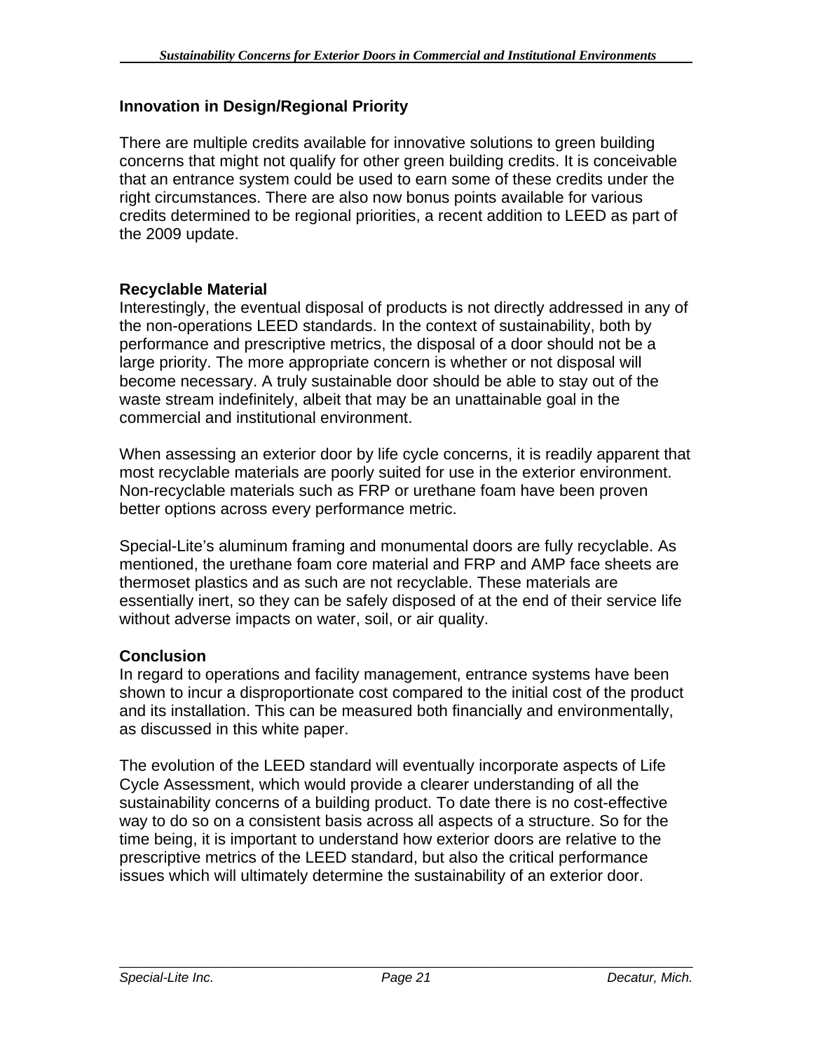## Innovation in Design/Regional Priority

There are multiple credits available for innovative solutions to green building concerns that might not qualify for other green building credits. It is conceivable that an entrance system could be used to earn some of these credits under the right circumstances. There are also now bonus points available for various credits determined to be regional priorities, a recent addition to LEED as part of the 2009 update.

## Recyclable Material

Interestingly, the eventual disposal of products is not directly addressed in any of the non-operations LEED standards. In the context of sustainability, both by performance and prescriptive metrics, the disposal of a door should not be a large priority. The more appropriate concern is whether or not disposal will become necessary. A truly sustainable door should be able to stay out of the waste stream indefinitely, albeit that may be an unattainable goal in the commercial and institutional environment.

When assessing an exterior door by life cycle concerns, it is readily apparent that most recyclable materials are poorly suited for use in the exterior environment. Non-recyclable materials such as FRP or urethane foam have been proven better options across every performance metric.

Special-Lite's aluminum framing and monumental doors are fully recyclable. As mentioned, the urethane foam core material and FRP and AMP face sheets are thermoset plastics and as such are not recyclable. These materials are essentially inert, so they can be safely disposed of at the end of their service life without adverse impacts on water, soil, or air quality.

## Conclusion

In regard to operations and facility management, entrance systems have been shown to incur a disproportionate cost compared to the initial cost of the product and its installation. This can be measured both financially and environmentally, as discussed in this white paper.

The evolution of the LEED standard will eventually incorporate aspects of Life Cycle Assessment, which would provide a clearer understanding of all the sustainability concerns of a building product. To date there is no cost-effective way to do so on a consistent basis across all aspects of a structure. So for the time being, it is important to understand how exterior doors are relative to the prescriptive metrics of the LEED standard, but also the critical performance issues which will ultimately determine the sustainability of an exterior door.